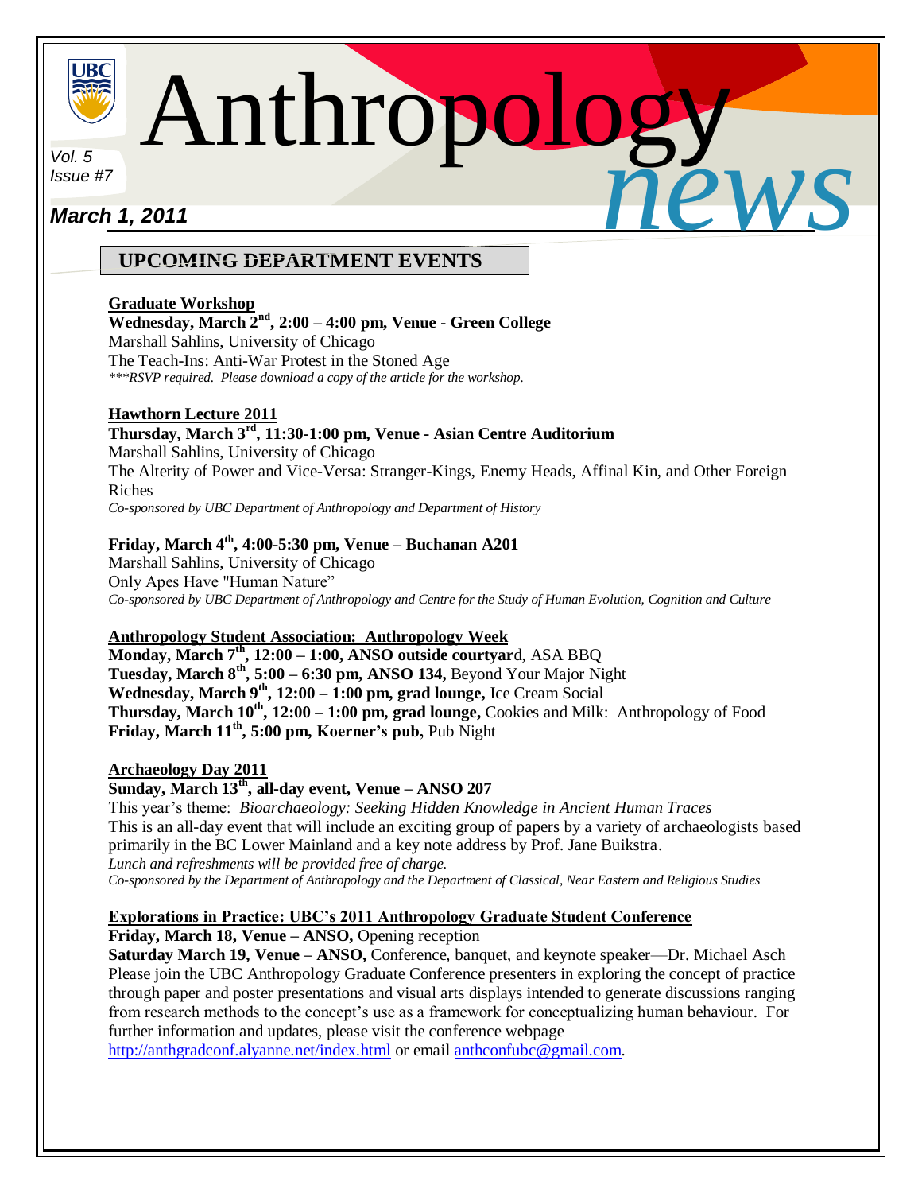# Anthropology *news*

*Vol. 5*
*Issue #7*

***March 1, 2011***

## UPCOMING DEPARTMENT EVENTS

**Graduate Workshop**
**Wednesday, March 2nd, 2:00 – 4:00 pm, Venue - Green College**
Marshall Sahlins, University of Chicago
The Teach-Ins: Anti-War Protest in the Stoned Age
*\*\*\*RSVP required. Please download a copy of the article for the workshop.*

**Hawthorn Lecture 2011**
**Thursday, March 3rd, 11:30-1:00 pm, Venue - Asian Centre Auditorium**
Marshall Sahlins, University of Chicago
The Alterity of Power and Vice-Versa: Stranger-Kings, Enemy Heads, Affinal Kin, and Other Foreign Riches
*Co-sponsored by UBC Department of Anthropology and Department of History*

**Friday, March 4th, 4:00-5:30 pm, Venue – Buchanan A201**
Marshall Sahlins, University of Chicago
Only Apes Have "Human Nature"
*Co-sponsored by UBC Department of Anthropology and Centre for the Study of Human Evolution, Cognition and Culture*

**Anthropology Student Association: Anthropology Week**
**Monday, March 7th, 12:00 – 1:00, ANSO outside courtyar**d, ASA BBQ
**Tuesday, March 8th, 5:00 – 6:30 pm, ANSO 134,** Beyond Your Major Night
**Wednesday, March 9th, 12:00 – 1:00 pm, grad lounge,** Ice Cream Social
**Thursday, March 10th, 12:00 – 1:00 pm, grad lounge,** Cookies and Milk: Anthropology of Food
**Friday, March 11th, 5:00 pm, Koerner's pub,** Pub Night

**Archaeology Day 2011**
**Sunday, March 13th, all-day event, Venue – ANSO 207**
This year's theme: *Bioarchaeology: Seeking Hidden Knowledge in Ancient Human Traces*
This is an all-day event that will include an exciting group of papers by a variety of archaeologists based primarily in the BC Lower Mainland and a key note address by Prof. Jane Buikstra.
*Lunch and refreshments will be provided free of charge.*
*Co-sponsored by the Department of Anthropology and the Department of Classical, Near Eastern and Religious Studies*

**Explorations in Practice: UBC's 2011 Anthropology Graduate Student Conference**
**Friday, March 18, Venue – ANSO,** Opening reception
**Saturday March 19, Venue – ANSO,** Conference, banquet, and keynote speaker—Dr. Michael Asch
Please join the UBC Anthropology Graduate Conference presenters in exploring the concept of practice through paper and poster presentations and visual arts displays intended to generate discussions ranging from research methods to the concept's use as a framework for conceptualizing human behaviour. For further information and updates, please visit the conference webpage
http://anthgradconf.alyanne.net/index.html or email anthconfubc@gmail.com.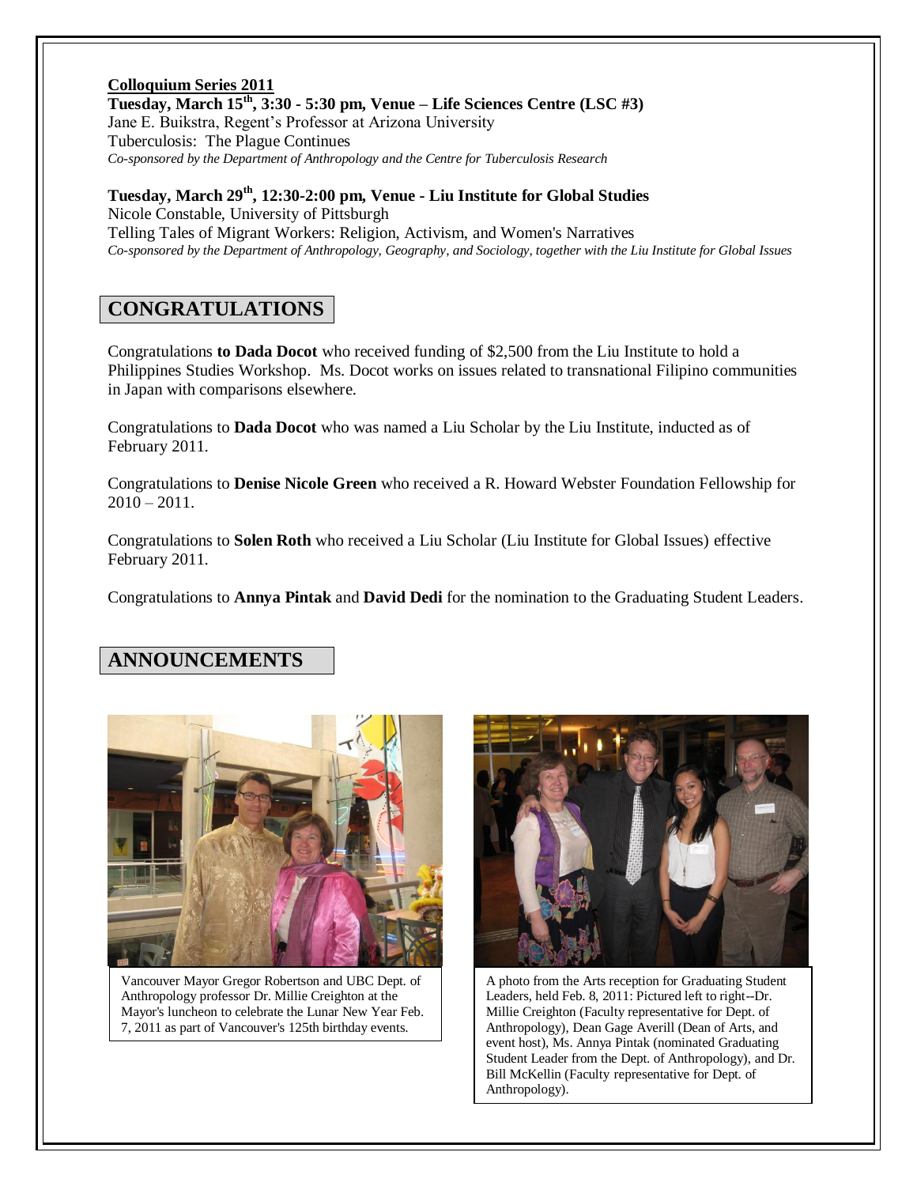**Colloquium Series 2011**

**Tuesday, March 15th, 3:30 - 5:30 pm, Venue – Life Sciences Centre (LSC #3)**
Jane E. Buikstra, Regent's Professor at Arizona University
Tuberculosis: The Plague Continues
*Co-sponsored by the Department of Anthropology and the Centre for Tuberculosis Research*

**Tuesday, March 29th, 12:30-2:00 pm, Venue - Liu Institute for Global Studies**
Nicole Constable, University of Pittsburgh
Telling Tales of Migrant Workers: Religion, Activism, and Women's Narratives
*Co-sponsored by the Department of Anthropology, Geography, and Sociology, together with the Liu Institute for Global Issues*

## CONGRATULATIONS

Congratulations **to Dada Docot** who received funding of $2,500 from the Liu Institute to hold a Philippines Studies Workshop. Ms. Docot works on issues related to transnational Filipino communities in Japan with comparisons elsewhere.

Congratulations to **Dada Docot** who was named a Liu Scholar by the Liu Institute, inducted as of February 2011.

Congratulations to **Denise Nicole Green** who received a R. Howard Webster Foundation Fellowship for 2010 – 2011.

Congratulations to **Solen Roth** who received a Liu Scholar (Liu Institute for Global Issues) effective February 2011.

Congratulations to **Annya Pintak** and **David Dedi** for the nomination to the Graduating Student Leaders.

## ANNOUNCEMENTS

Vancouver Mayor Gregor Robertson and UBC Dept. of Anthropology professor Dr. Millie Creighton at the Mayor's luncheon to celebrate the Lunar New Year Feb. 7, 2011 as part of Vancouver's 125th birthday events.

A photo from the Arts reception for Graduating Student Leaders, held Feb. 8, 2011: Pictured left to right--Dr. Millie Creighton (Faculty representative for Dept. of Anthropology), Dean Gage Averill (Dean of Arts, and event host), Ms. Annya Pintak (nominated Graduating Student Leader from the Dept. of Anthropology), and Dr. Bill McKellin (Faculty representative for Dept. of Anthropology).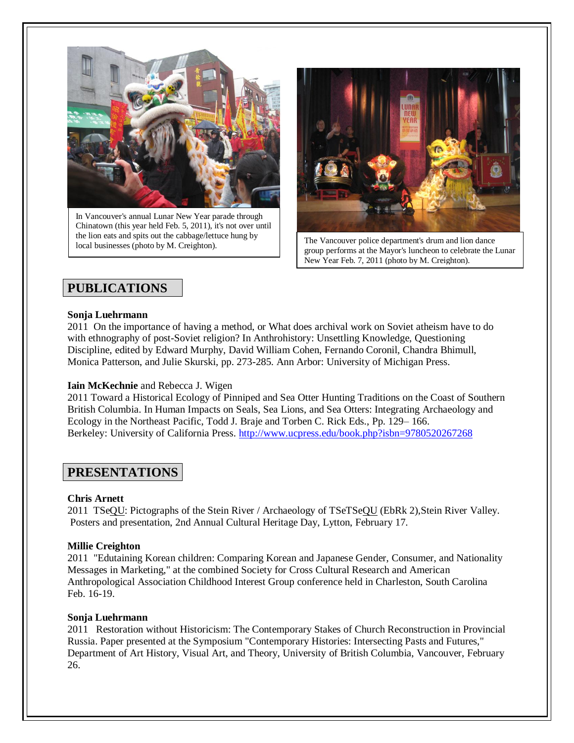In Vancouver's annual Lunar New Year parade through Chinatown (this year held Feb. 5, 2011), it's not over until the lion eats and spits out the cabbage/lettuce hung by local businesses (photo by M. Creighton).

The Vancouver police department's drum and lion dance group performs at the Mayor's luncheon to celebrate the Lunar New Year Feb. 7, 2011 (photo by M. Creighton).

## PUBLICATIONS

**Sonja Luehrmann**
2011 On the importance of having a method, or What does archival work on Soviet atheism have to do with ethnography of post-Soviet religion? In Anthrohistory: Unsettling Knowledge, Questioning Discipline, edited by Edward Murphy, David William Cohen, Fernando Coronil, Chandra Bhimull, Monica Patterson, and Julie Skurski, pp. 273-285. Ann Arbor: University of Michigan Press.

**Iain McKechnie** and Rebecca J. Wigen
2011 Toward a Historical Ecology of Pinniped and Sea Otter Hunting Traditions on the Coast of Southern British Columbia. In Human Impacts on Seals, Sea Lions, and Sea Otters: Integrating Archaeology and Ecology in the Northeast Pacific, Todd J. Braje and Torben C. Rick Eds., Pp. 129– 166. Berkeley: University of California Press. http://www.ucpress.edu/book.php?isbn=9780520267268

## PRESENTATIONS

**Chris Arnett**
2011 TSeQU: Pictographs of the Stein River / Archaeology of TSeTSeQU (EbRk 2),Stein River Valley. Posters and presentation, 2nd Annual Cultural Heritage Day, Lytton, February 17.

**Millie Creighton**
2011 "Edutaining Korean children: Comparing Korean and Japanese Gender, Consumer, and Nationality Messages in Marketing," at the combined Society for Cross Cultural Research and American Anthropological Association Childhood Interest Group conference held in Charleston, South Carolina Feb. 16-19.

**Sonja Luehrmann**
2011 Restoration without Historicism: The Contemporary Stakes of Church Reconstruction in Provincial Russia. Paper presented at the Symposium "Contemporary Histories: Intersecting Pasts and Futures," Department of Art History, Visual Art, and Theory, University of British Columbia, Vancouver, February 26.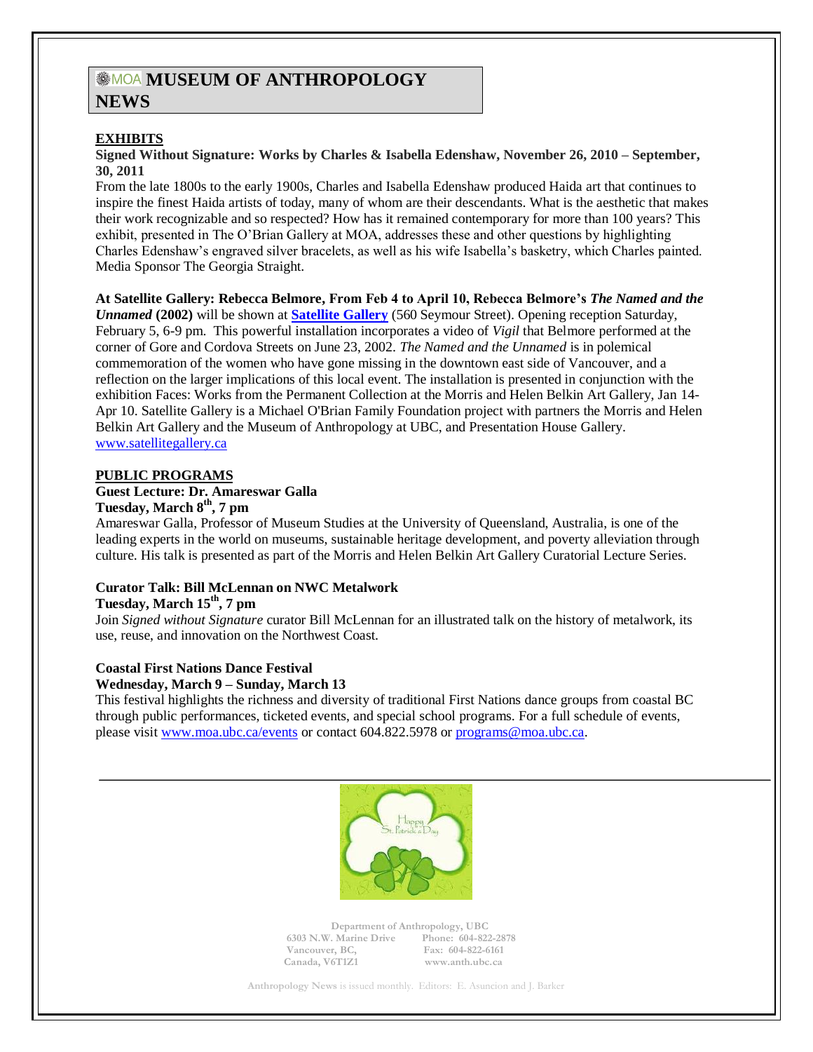# MUSEUM OF ANTHROPOLOGY NEWS

## EXHIBITS

**Signed Without Signature: Works by Charles & Isabella Edenshaw, November 26, 2010 – September, 30, 2011**

From the late 1800s to the early 1900s, Charles and Isabella Edenshaw produced Haida art that continues to inspire the finest Haida artists of today, many of whom are their descendants. What is the aesthetic that makes their work recognizable and so respected? How has it remained contemporary for more than 100 years? This exhibit, presented in The O'Brian Gallery at MOA, addresses these and other questions by highlighting Charles Edenshaw's engraved silver bracelets, as well as his wife Isabella's basketry, which Charles painted. Media Sponsor The Georgia Straight.

**At Satellite Gallery: Rebecca Belmore, From Feb 4 to April 10, Rebecca Belmore's *The Named and the Unnamed* (2002)** will be shown at **Satellite Gallery** (560 Seymour Street). Opening reception Saturday, February 5, 6-9 pm. This powerful installation incorporates a video of *Vigil* that Belmore performed at the corner of Gore and Cordova Streets on June 23, 2002. *The Named and the Unnamed* is in polemical commemoration of the women who have gone missing in the downtown east side of Vancouver, and a reflection on the larger implications of this local event. The installation is presented in conjunction with the exhibition Faces: Works from the Permanent Collection at the Morris and Helen Belkin Art Gallery, Jan 14-Apr 10. Satellite Gallery is a Michael O'Brian Family Foundation project with partners the Morris and Helen Belkin Art Gallery and the Museum of Anthropology at UBC, and Presentation House Gallery.
www.satellitegallery.ca

## PUBLIC PROGRAMS

**Guest Lecture: Dr. Amareswar Galla**
**Tuesday, March 8th, 7 pm**

Amareswar Galla, Professor of Museum Studies at the University of Queensland, Australia, is one of the leading experts in the world on museums, sustainable heritage development, and poverty alleviation through culture. His talk is presented as part of the Morris and Helen Belkin Art Gallery Curatorial Lecture Series.

**Curator Talk: Bill McLennan on NWC Metalwork**
**Tuesday, March 15th, 7 pm**

Join *Signed without Signature* curator Bill McLennan for an illustrated talk on the history of metalwork, its use, reuse, and innovation on the Northwest Coast.

**Coastal First Nations Dance Festival**
**Wednesday, March 9 – Sunday, March 13**

This festival highlights the richness and diversity of traditional First Nations dance groups from coastal BC through public performances, ticketed events, and special school programs. For a full schedule of events, please visit www.moa.ubc.ca/events or contact 604.822.5978 or programs@moa.ubc.ca.

---

Happy St. Patrick's Day

Department of Anthropology, UBC
6303 N.W. Marine Drive | Phone: 604-822-2878
Vancouver, BC, | Fax: 604-822-6161
Canada, V6T1Z1 | www.anth.ubc.ca

**Anthropology News** is issued monthly. Editors: E. Asuncion and J. Barker